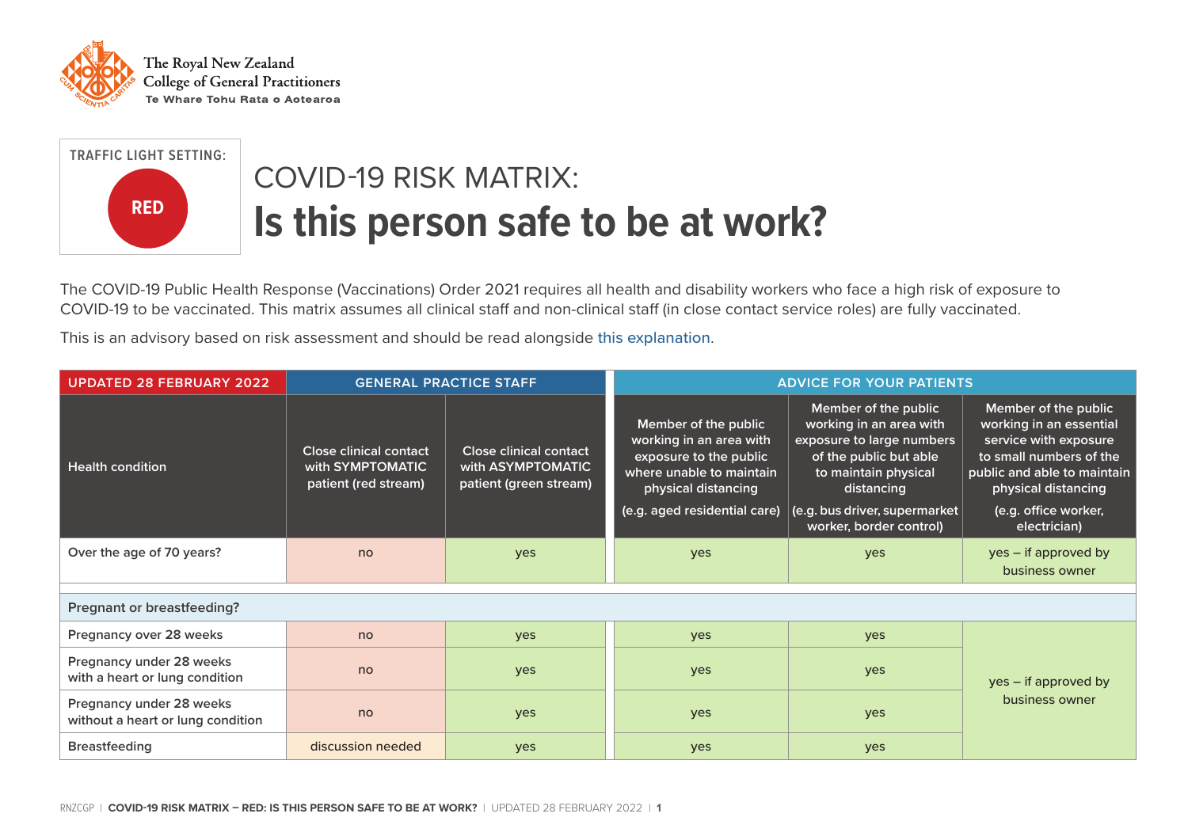The Royal New Zealand College of General Practitioners
Te Whare Tohu Rata o Aotearoa

TRAFFIC LIGHT SETTING: **RED**

# COVID-19 RISK MATRIX: **Is this person safe to be at work?**

The COVID-19 Public Health Response (Vaccinations) Order 2021 requires all health and disability workers who face a high risk of exposure to COVID-19 to be vaccinated. This matrix assumes all clinical staff and non-clinical staff (in close contact service roles) are fully vaccinated.

This is an advisory based on risk assessment and should be read alongside this explanation.

| UPDATED 28 FEBRUARY 2022 | GENERAL PRACTICE STAFF | | ADVICE FOR YOUR PATIENTS | | |
|---|---|---|---|---|---|
| Health condition | Close clinical contact with SYMPTOMATIC patient (red stream) | Close clinical contact with ASYMPTOMATIC patient (green stream) | Member of the public working in an area with exposure to the public where unable to maintain physical distancing (e.g. aged residential care) | Member of the public working in an area with exposure to large numbers of the public but able to maintain physical distancing (e.g. bus driver, supermarket worker, border control) | Member of the public working in an essential service with exposure to small numbers of the public and able to maintain physical distancing (e.g. office worker, electrician) |
| Over the age of 70 years? | no | yes | yes | yes | yes – if approved by business owner |
| **Pregnant or breastfeeding?** | | | | | |
| Pregnancy over 28 weeks | no | yes | yes | yes | yes – if approved by business owner |
| Pregnancy under 28 weeks with a heart or lung condition | no | yes | yes | yes | yes – if approved by business owner |
| Pregnancy under 28 weeks without a heart or lung condition | no | yes | yes | yes | yes – if approved by business owner |
| Breastfeeding | discussion needed | yes | yes | yes | yes – if approved by business owner |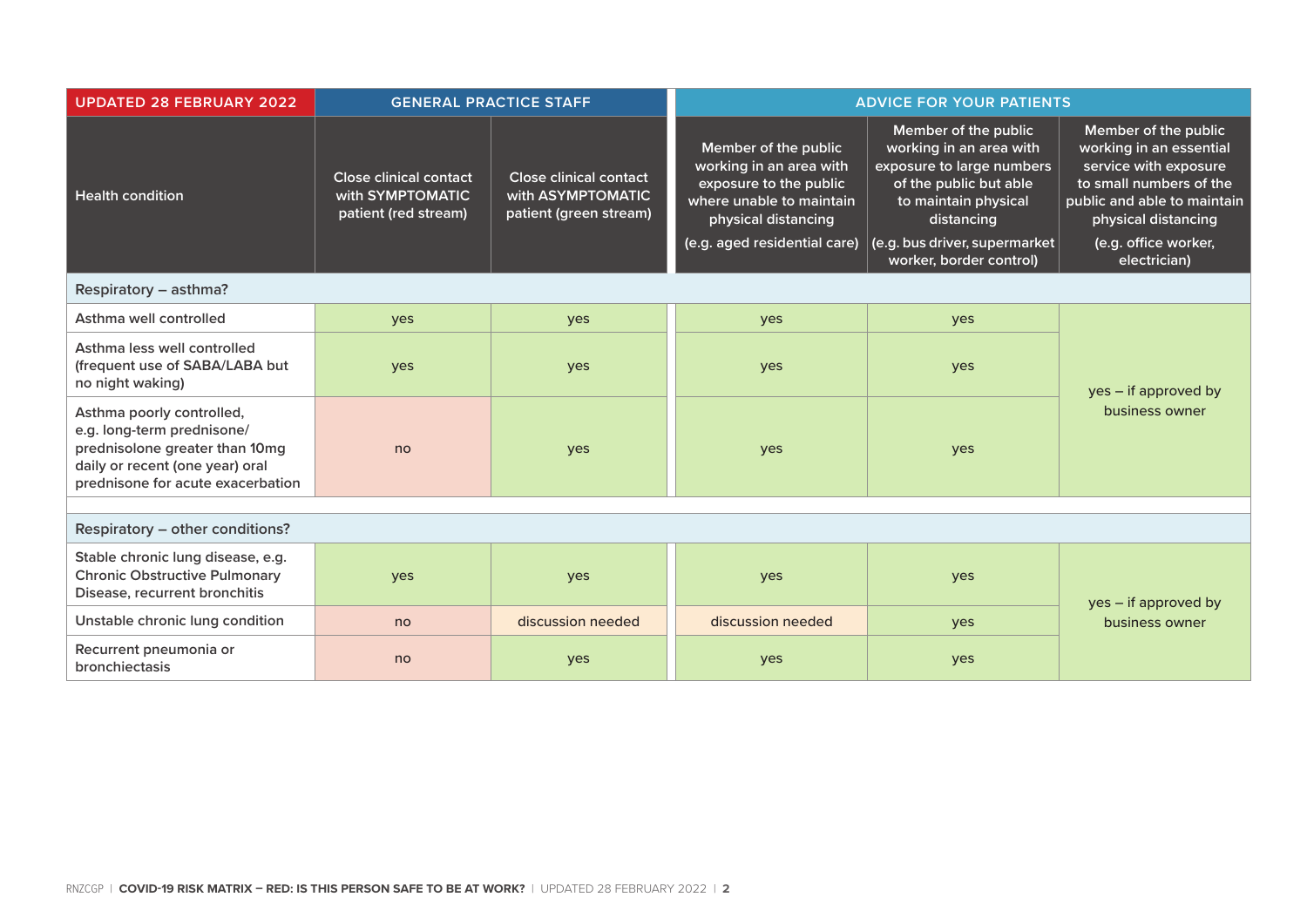| UPDATED 28 FEBRUARY 2022 | GENERAL PRACTICE STAFF | | ADVICE FOR YOUR PATIENTS | | |
|---|---|---|---|---|---|
| Health condition | Close clinical contact with SYMPTOMATIC patient (red stream) | Close clinical contact with ASYMPTOMATIC patient (green stream) | Member of the public working in an area with exposure to the public where unable to maintain physical distancing (e.g. aged residential care) | Member of the public working in an area with exposure to large numbers of the public but able to maintain physical distancing (e.g. bus driver, supermarket worker, border control) | Member of the public working in an essential service with exposure to small numbers of the public and able to maintain physical distancing (e.g. office worker, electrician) |
| **Respiratory – asthma?** | | | | | |
| Asthma well controlled | yes | yes | yes | yes | yes – if approved by business owner |
| Asthma less well controlled (frequent use of SABA/LABA but no night waking) | yes | yes | yes | yes | yes – if approved by business owner |
| Asthma poorly controlled, e.g. long-term prednisone/ prednisolone greater than 10mg daily or recent (one year) oral prednisone for acute exacerbation | no | yes | yes | yes | yes – if approved by business owner |
| **Respiratory – other conditions?** | | | | | |
| Stable chronic lung disease, e.g. Chronic Obstructive Pulmonary Disease, recurrent bronchitis | yes | yes | yes | yes | yes – if approved by business owner |
| Unstable chronic lung condition | no | discussion needed | discussion needed | yes | yes – if approved by business owner |
| Recurrent pneumonia or bronchiectasis | no | yes | yes | yes | yes – if approved by business owner |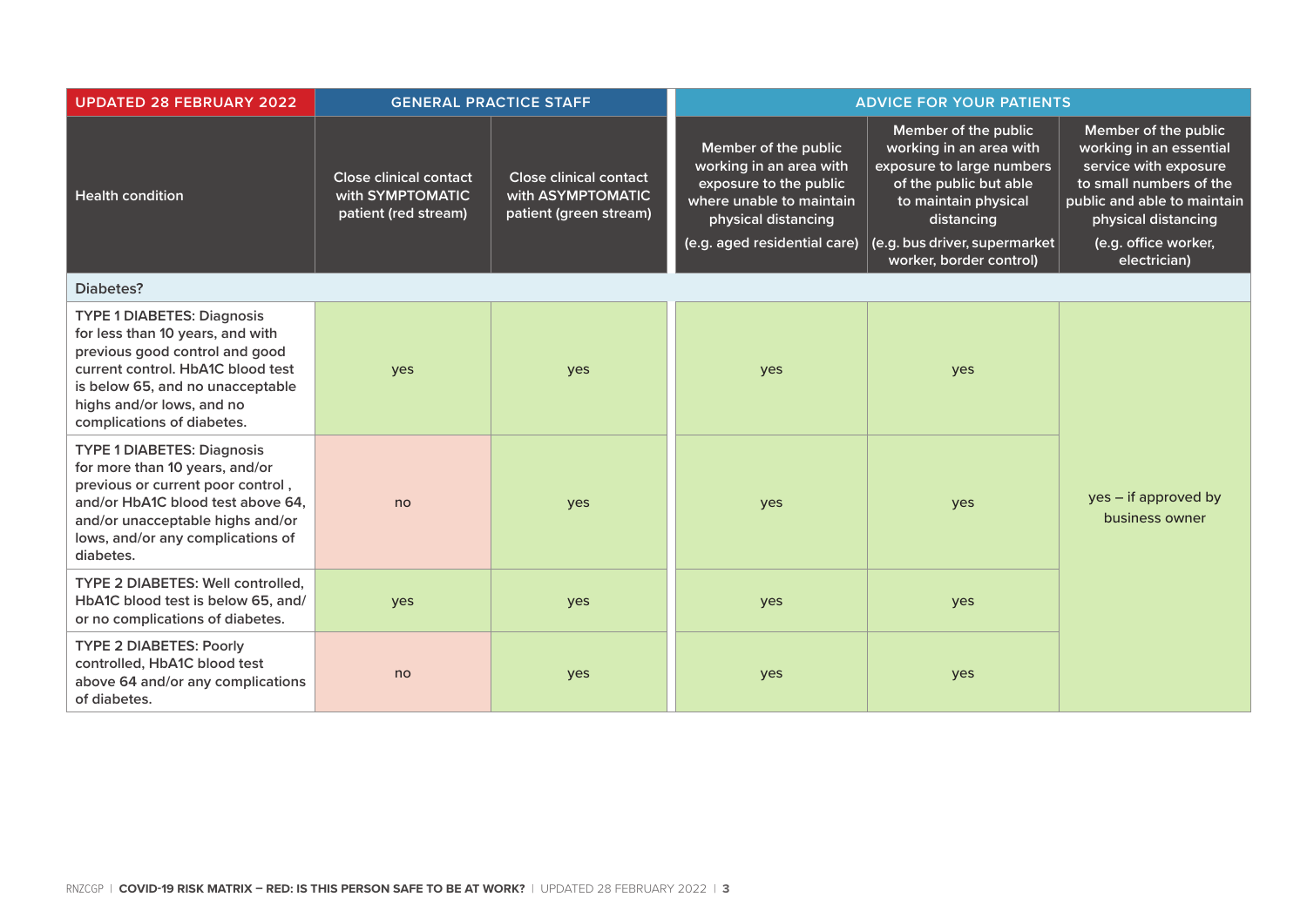| UPDATED 28 FEBRUARY 2022 | GENERAL PRACTICE STAFF | | ADVICE FOR YOUR PATIENTS | | |
|---|---|---|---|---|---|
| Health condition | Close clinical contact with SYMPTOMATIC patient (red stream) | Close clinical contact with ASYMPTOMATIC patient (green stream) | Member of the public working in an area with exposure to the public where unable to maintain physical distancing (e.g. aged residential care) | Member of the public working in an area with exposure to large numbers of the public but able to maintain physical distancing (e.g. bus driver, supermarket worker, border control) | Member of the public working in an essential service with exposure to small numbers of the public and able to maintain physical distancing (e.g. office worker, electrician) |
| **Diabetes?** | | | | | |
| TYPE 1 DIABETES: Diagnosis for less than 10 years, and with previous good control and good current control. HbA1C blood test is below 65, and no unacceptable highs and/or lows, and no complications of diabetes. | yes | yes | yes | yes | yes – if approved by business owner |
| TYPE 1 DIABETES: Diagnosis for more than 10 years, and/or previous or current poor control , and/or HbA1C blood test above 64, and/or unacceptable highs and/or lows, and/or any complications of diabetes. | no | yes | yes | yes | yes – if approved by business owner |
| TYPE 2 DIABETES: Well controlled, HbA1C blood test is below 65, and/ or no complications of diabetes. | yes | yes | yes | yes | yes – if approved by business owner |
| TYPE 2 DIABETES: Poorly controlled, HbA1C blood test above 64 and/or any complications of diabetes. | no | yes | yes | yes | yes – if approved by business owner |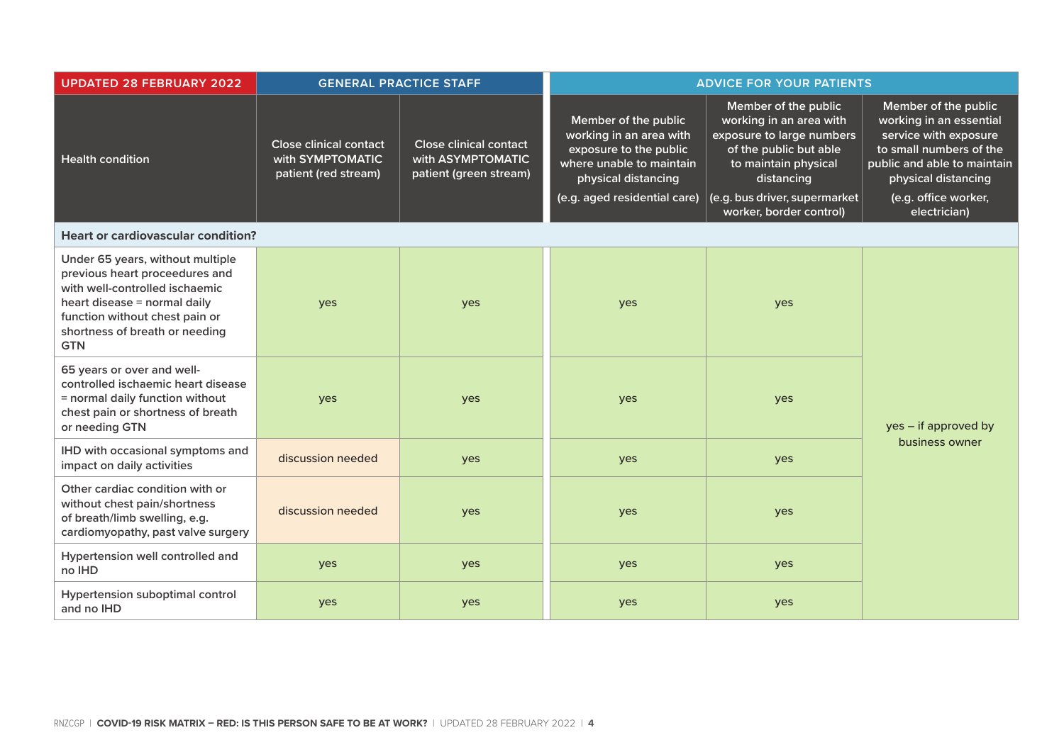| UPDATED 28 FEBRUARY 2022 | GENERAL PRACTICE STAFF | | ADVICE FOR YOUR PATIENTS | | |
|---|---|---|---|---|---|
| Health condition | Close clinical contact with SYMPTOMATIC patient (red stream) | Close clinical contact with ASYMPTOMATIC patient (green stream) | Member of the public working in an area with exposure to the public where unable to maintain physical distancing (e.g. aged residential care) | Member of the public working in an area with exposure to large numbers of the public but able to maintain physical distancing (e.g. bus driver, supermarket worker, border control) | Member of the public working in an essential service with exposure to small numbers of the public and able to maintain physical distancing (e.g. office worker, electrician) |
| **Heart or cardiovascular condition?** | | | | | |
| Under 65 years, without multiple previous heart proceedures and with well-controlled ischaemic heart disease = normal daily function without chest pain or shortness of breath or needing GTN | yes | yes | yes | yes | yes – if approved by business owner |
| 65 years or over and well-controlled ischaemic heart disease = normal daily function without chest pain or shortness of breath or needing GTN | yes | yes | yes | yes | |
| IHD with occasional symptoms and impact on daily activities | discussion needed | yes | yes | yes | |
| Other cardiac condition with or without chest pain/shortness of breath/limb swelling, e.g. cardiomyopathy, past valve surgery | discussion needed | yes | yes | yes | |
| Hypertension well controlled and no IHD | yes | yes | yes | yes | |
| Hypertension suboptimal control and no IHD | yes | yes | yes | yes | |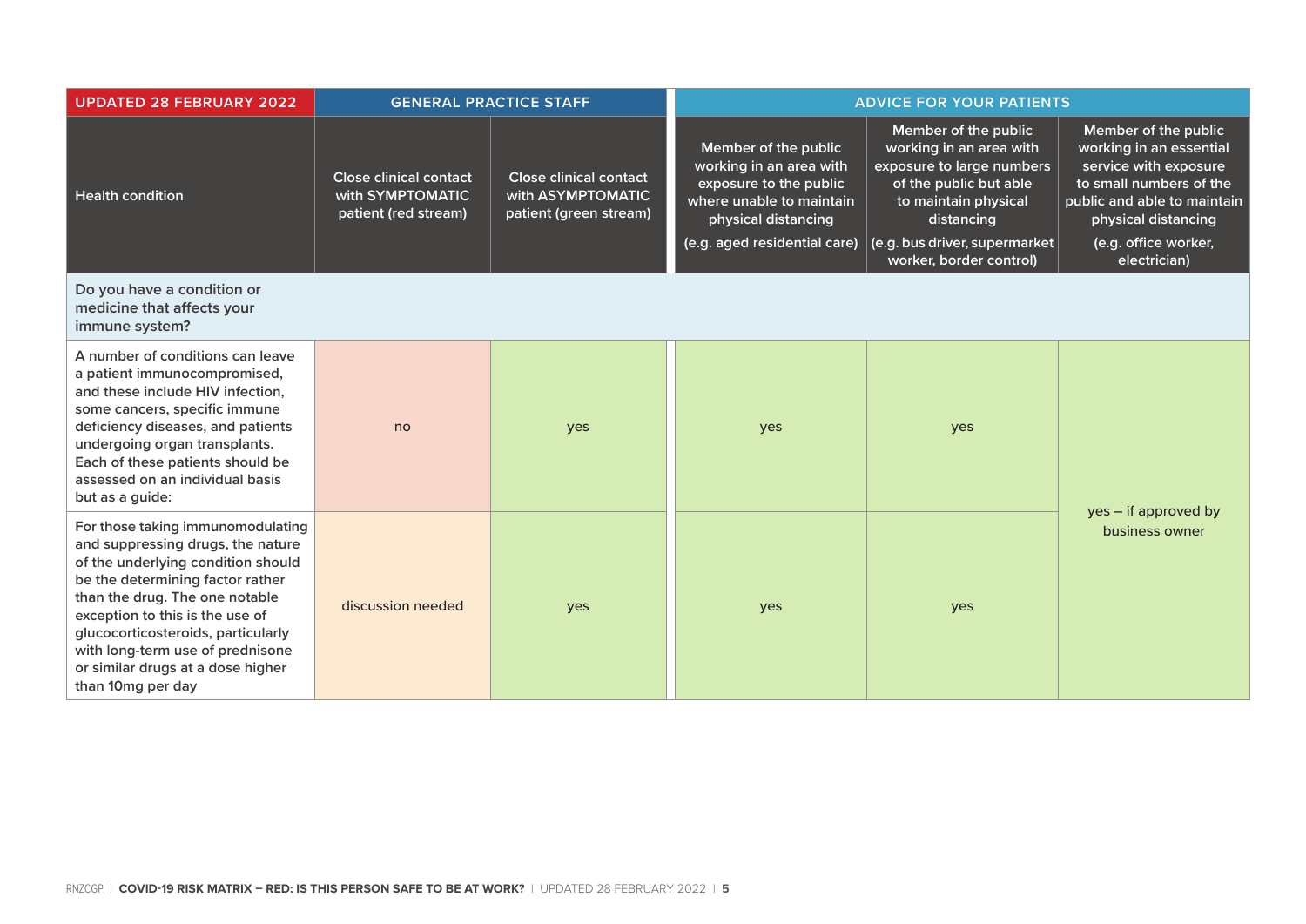| UPDATED 28 FEBRUARY 2022 | GENERAL PRACTICE STAFF | | ADVICE FOR YOUR PATIENTS | | |
|---|---|---|---|---|---|
| Health condition | Close clinical contact with SYMPTOMATIC patient (red stream) | Close clinical contact with ASYMPTOMATIC patient (green stream) | Member of the public working in an area with exposure to the public where unable to maintain physical distancing (e.g. aged residential care) | Member of the public working in an area with exposure to large numbers of the public but able to maintain physical distancing (e.g. bus driver, supermarket worker, border control) | Member of the public working in an essential service with exposure to small numbers of the public and able to maintain physical distancing (e.g. office worker, electrician) |
| **Do you have a condition or medicine that affects your immune system?** | | | | | |
| A number of conditions can leave a patient immunocompromised, and these include HIV infection, some cancers, specific immune deficiency diseases, and patients undergoing organ transplants. Each of these patients should be assessed on an individual basis but as a guide: | no | yes | yes | yes | yes – if approved by business owner |
| For those taking immunomodulating and suppressing drugs, the nature of the underlying condition should be the determining factor rather than the drug. The one notable exception to this is the use of glucocorticosteroids, particularly with long-term use of prednisone or similar drugs at a dose higher than 10mg per day | discussion needed | yes | yes | yes | yes – if approved by business owner |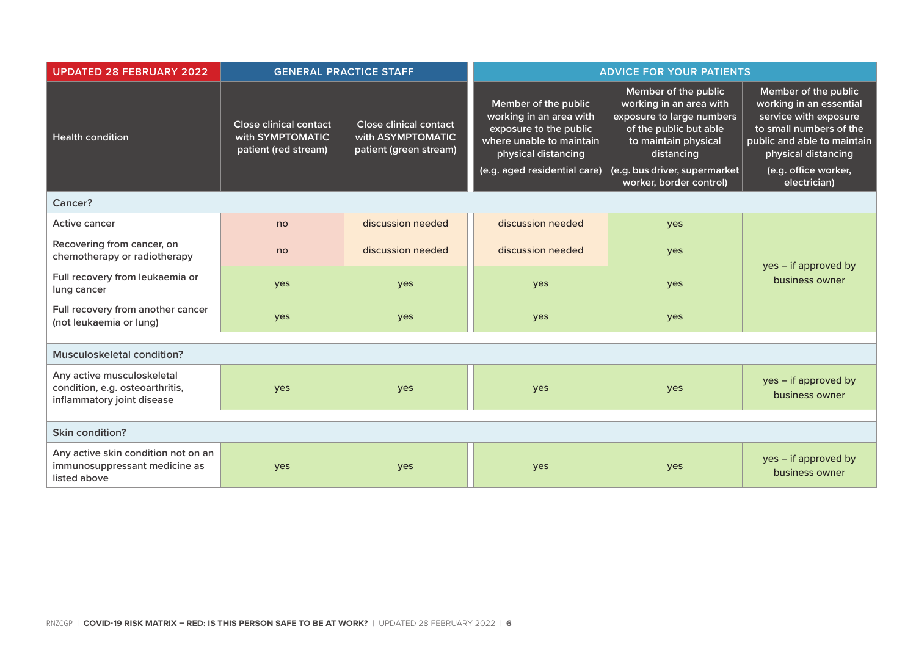| UPDATED 28 FEBRUARY 2022 | GENERAL PRACTICE STAFF | | ADVICE FOR YOUR PATIENTS | | |
|---|---|---|---|---|---|
| Health condition | Close clinical contact with SYMPTOMATIC patient (red stream) | Close clinical contact with ASYMPTOMATIC patient (green stream) | Member of the public working in an area with exposure to the public where unable to maintain physical distancing (e.g. aged residential care) | Member of the public working in an area with exposure to large numbers of the public but able to maintain physical distancing (e.g. bus driver, supermarket worker, border control) | Member of the public working in an essential service with exposure to small numbers of the public and able to maintain physical distancing (e.g. office worker, electrician) |
| **Cancer?** | | | | | |
| Active cancer | no | discussion needed | discussion needed | yes | yes – if approved by business owner |
| Recovering from cancer, on chemotherapy or radiotherapy | no | discussion needed | discussion needed | yes | yes – if approved by business owner |
| Full recovery from leukaemia or lung cancer | yes | yes | yes | yes | yes – if approved by business owner |
| Full recovery from another cancer (not leukaemia or lung) | yes | yes | yes | yes | yes – if approved by business owner |
| **Musculoskeletal condition?** | | | | | |
| Any active musculoskeletal condition, e.g. osteoarthritis, inflammatory joint disease | yes | yes | yes | yes | yes – if approved by business owner |
| **Skin condition?** | | | | | |
| Any active skin condition not on an immunosuppressant medicine as listed above | yes | yes | yes | yes | yes – if approved by business owner |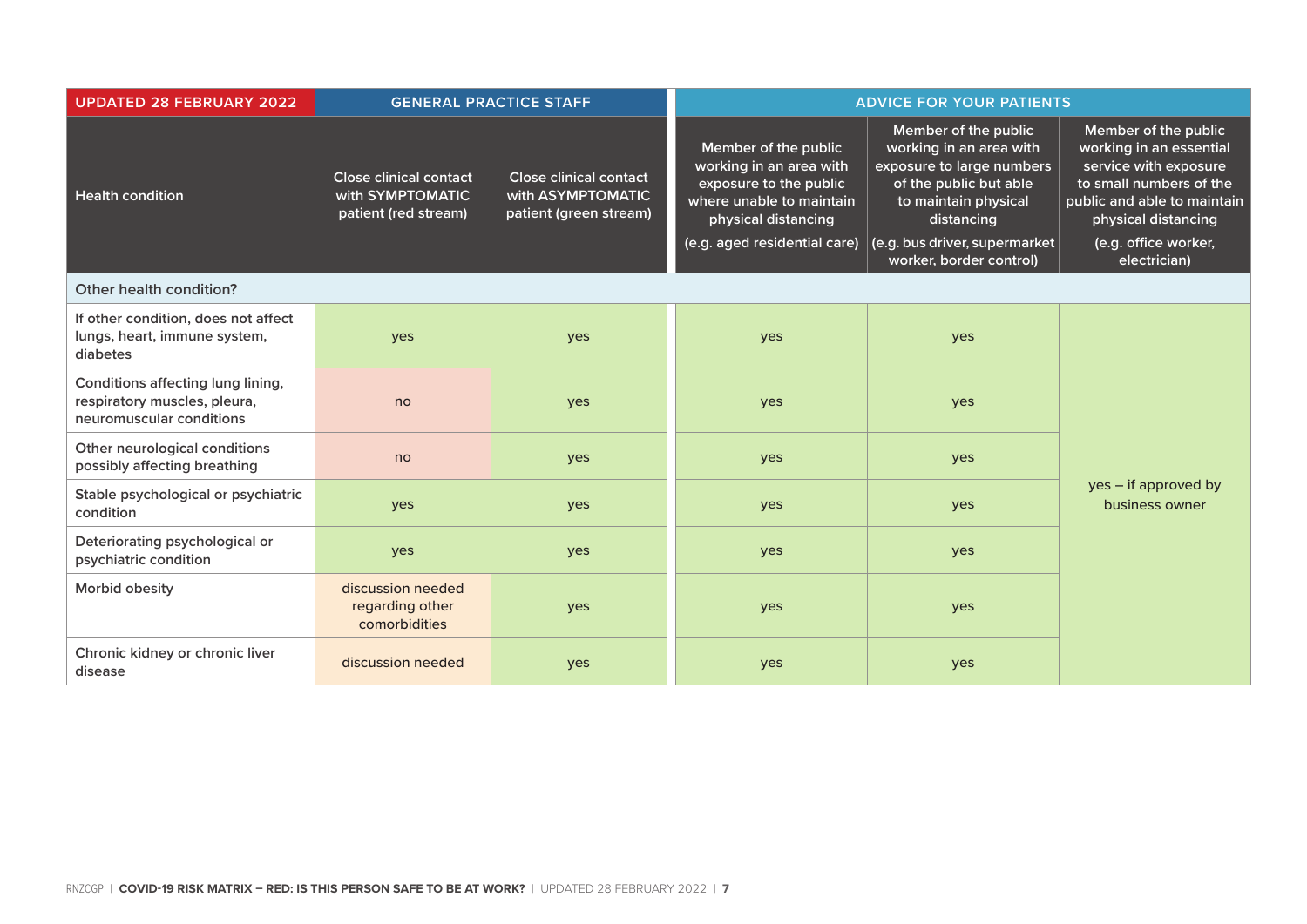| UPDATED 28 FEBRUARY 2022 | GENERAL PRACTICE STAFF | | ADVICE FOR YOUR PATIENTS | | |
|---|---|---|---|---|---|
| Health condition | Close clinical contact with SYMPTOMATIC patient (red stream) | Close clinical contact with ASYMPTOMATIC patient (green stream) | Member of the public working in an area with exposure to the public where unable to maintain physical distancing (e.g. aged residential care) | Member of the public working in an area with exposure to large numbers of the public but able to maintain physical distancing (e.g. bus driver, supermarket worker, border control) | Member of the public working in an essential service with exposure to small numbers of the public and able to maintain physical distancing (e.g. office worker, electrician) |
| Other health condition? | | | | | |
| If other condition, does not affect lungs, heart, immune system, diabetes | yes | yes | yes | yes | yes – if approved by business owner |
| Conditions affecting lung lining, respiratory muscles, pleura, neuromuscular conditions | no | yes | yes | yes | |
| Other neurological conditions possibly affecting breathing | no | yes | yes | yes | |
| Stable psychological or psychiatric condition | yes | yes | yes | yes | |
| Deteriorating psychological or psychiatric condition | yes | yes | yes | yes | |
| Morbid obesity | discussion needed regarding other comorbidities | yes | yes | yes | |
| Chronic kidney or chronic liver disease | discussion needed | yes | yes | yes | |